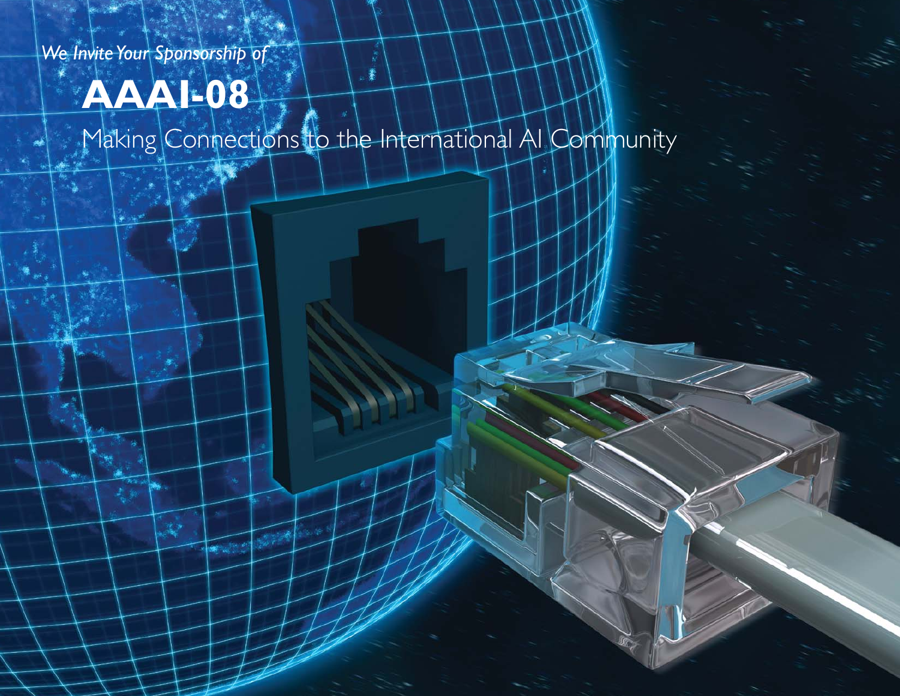*We Invite Your Sponsorship of*

# AAAI-08

## Making Connections to the International AI Community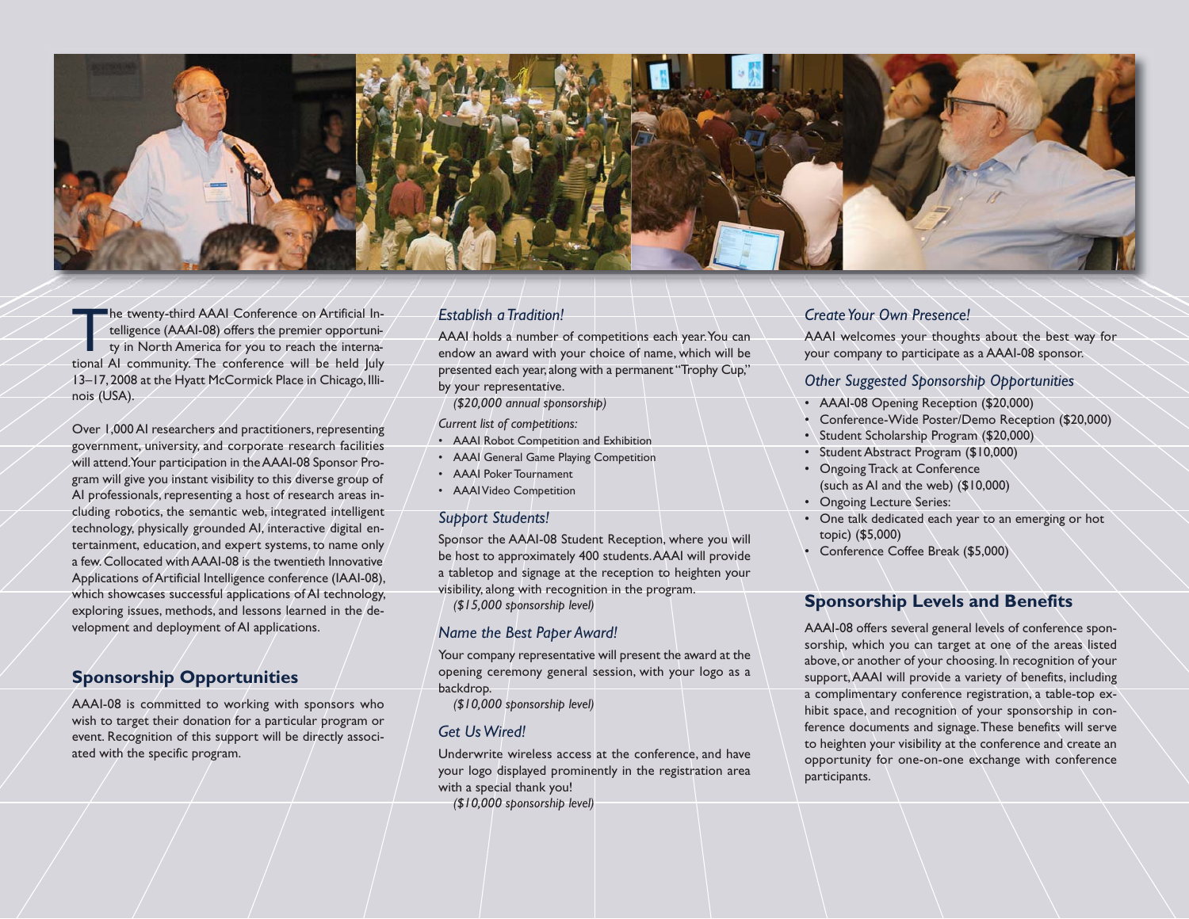The twenty-third AAAI Conference on Artificial Intelligence (AAAI-08) offers the premier opportunity in North America for you to reach the international AI community. The conference will be held July 13–17, 2008 at the Hyatt McCormick Place in Chicago, Illinois (USA).

Over 1,000 AI researchers and practitioners, representing government, university, and corporate research facilities will attend. Your participation in the AAAI-08 Sponsor Program will give you instant visibility to this diverse group of AI professionals, representing a host of research areas including robotics, the semantic web, integrated intelligent technology, physically grounded AI, interactive digital entertainment, education, and expert systems, to name only a few. Collocated with AAAI-08 is the twentieth Innovative Applications of Artificial Intelligence conference (IAAI-08), which showcases successful applications of AI technology, exploring issues, methods, and lessons learned in the development and deployment of AI applications.

## Sponsorship Opportunities

AAAI-08 is committed to working with sponsors who wish to target their donation for a particular program or event. Recognition of this support will be directly associated with the specific program.

### *Establish a Tradition!*

AAAI holds a number of competitions each year. You can endow an award with your choice of name, which will be presented each year, along with a permanent "Trophy Cup," by your representative.

*($20,000 annual sponsorship)*

*Current list of competitions:*

- AAAI Robot Competition and Exhibition
- AAAI General Game Playing Competition
- AAAI Poker Tournament
- AAAI Video Competition

### *Support Students!*

Sponsor the AAAI-08 Student Reception, where you will be host to approximately 400 students. AAAI will provide a tabletop and signage at the reception to heighten your visibility, along with recognition in the program.

*($15,000 sponsorship level)*

### *Name the Best Paper Award!*

Your company representative will present the award at the opening ceremony general session, with your logo as a backdrop.

*($10,000 sponsorship level)*

### *Get Us Wired!*

Underwrite wireless access at the conference, and have your logo displayed prominently in the registration area with a special thank you!

*($10,000 sponsorship level)*

### *Create Your Own Presence!*

AAAI welcomes your thoughts about the best way for your company to participate as a AAAI-08 sponsor.

### *Other Suggested Sponsorship Opportunities*

- AAAI-08 Opening Reception ($20,000)
- Conference-Wide Poster/Demo Reception ($20,000)
- Student Scholarship Program ($20,000)
- Student Abstract Program ($10,000)
- Ongoing Track at Conference (such as AI and the web) ($10,000)
- Ongoing Lecture Series:
- One talk dedicated each year to an emerging or hot topic) ($5,000)
- Conference Coffee Break ($5,000)

## Sponsorship Levels and Benefits

AAAI-08 offers several general levels of conference sponsorship, which you can target at one of the areas listed above, or another of your choosing. In recognition of your support, AAAI will provide a variety of benefits, including a complimentary conference registration, a table-top exhibit space, and recognition of your sponsorship in conference documents and signage. These benefits will serve to heighten your visibility at the conference and create an opportunity for one-on-one exchange with conference participants.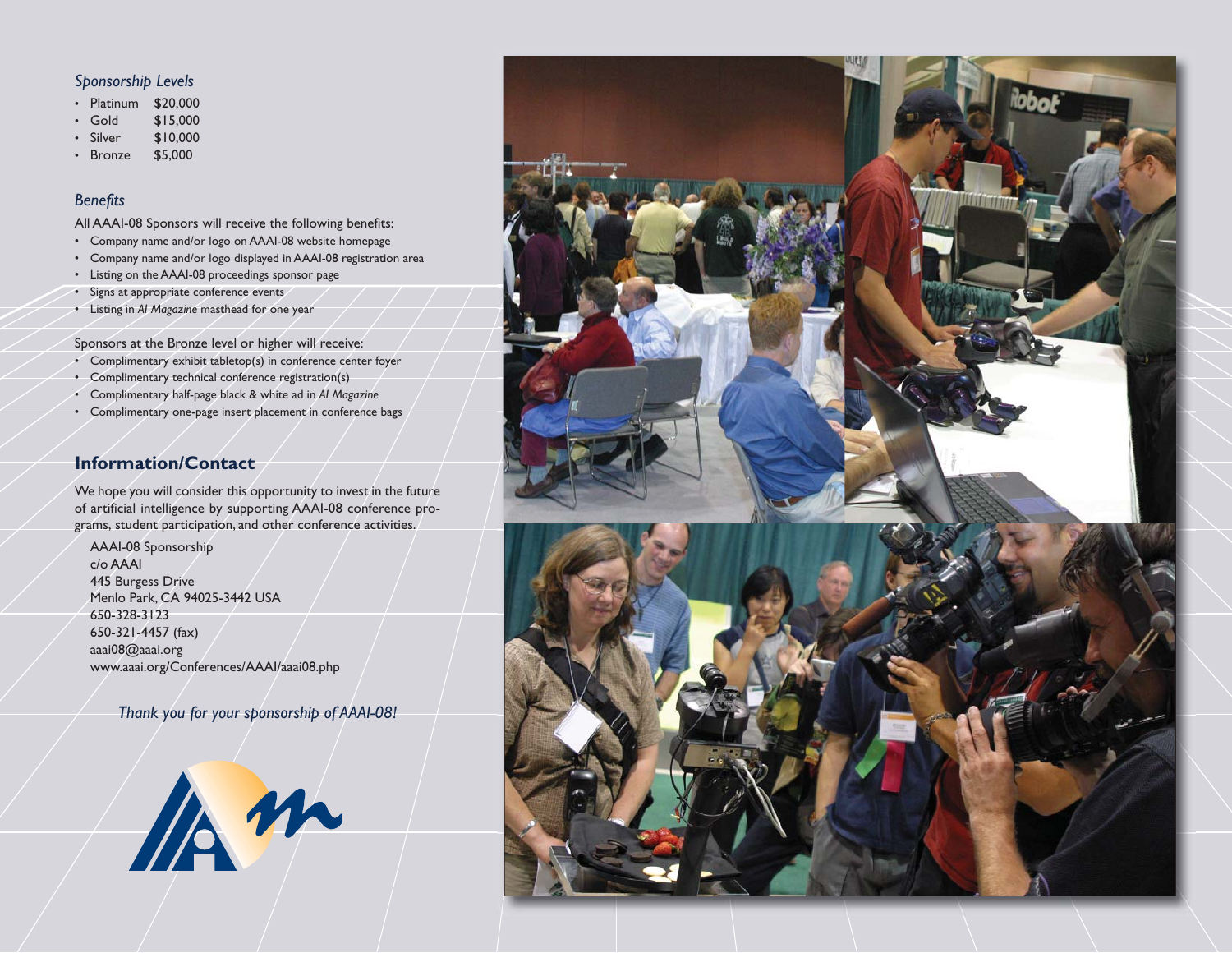*Sponsorship Levels*

- Platinum $20,000
- Gold $15,000
- Silver $10,000
- Bronze $5,000

*Benefits*

All AAAI-08 Sponsors will receive the following benefits:

- Company name and/or logo on AAAI-08 website homepage
- Company name and/or logo displayed in AAAI-08 registration area
- Listing on the AAAI-08 proceedings sponsor page
- Signs at appropriate conference events
- Listing in *AI Magazine* masthead for one year

Sponsors at the Bronze level or higher will receive:

- Complimentary exhibit tabletop(s) in conference center foyer
- Complimentary technical conference registration(s)
- Complimentary half-page black & white ad in *AI Magazine*
- Complimentary one-page insert placement in conference bags

## Information/Contact

We hope you will consider this opportunity to invest in the future of artificial intelligence by supporting AAAI-08 conference programs, student participation, and other conference activities.

AAAI-08 Sponsorship
c/o AAAI
445 Burgess Drive
Menlo Park, CA 94025-3442 USA
650-328-3123
650-321-4457 (fax)
aaai08@aaai.org
www.aaai.org/Conferences/AAAI/aaai08.php

*Thank you for your sponsorship of AAAI-08!*